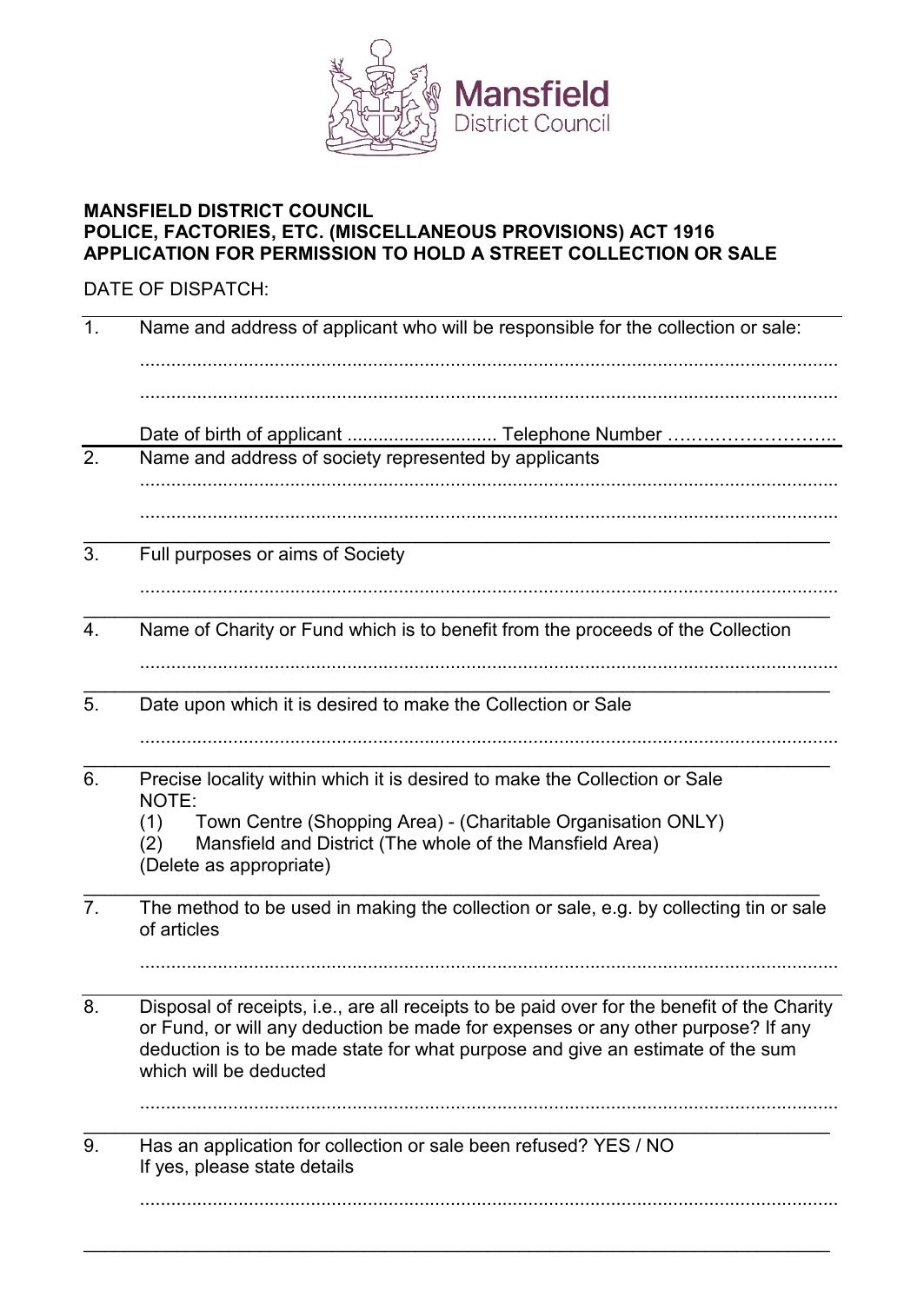**MANSFIELD DISTRICT COUNCIL**
**POLICE, FACTORIES, ETC. (MISCELLANEOUS PROVISIONS) ACT 1916**
**APPLICATION FOR PERMISSION TO HOLD A STREET COLLECTION OR SALE**

DATE OF DISPATCH:

1. Name and address of applicant who will be responsible for the collection or sale:

   ........................................................................................................................................

   ........................................................................................................................................

   Date of birth of applicant ............................ Telephone Number ……………………..

2. Name and address of society represented by applicants

   ........................................................................................................................................

   ........................................................................................................................................

3. Full purposes or aims of Society

   ........................................................................................................................................

4. Name of Charity or Fund which is to benefit from the proceeds of the Collection

   ........................................................................................................................................

5. Date upon which it is desired to make the Collection or Sale

   ........................................................................................................................................

6. Precise locality within which it is desired to make the Collection or Sale
   NOTE:
   (1) Town Centre (Shopping Area) - (Charitable Organisation ONLY)
   (2) Mansfield and District (The whole of the Mansfield Area)
   (Delete as appropriate)

7. The method to be used in making the collection or sale, e.g. by collecting tin or sale of articles

   ........................................................................................................................................

8. Disposal of receipts, i.e., are all receipts to be paid over for the benefit of the Charity or Fund, or will any deduction be made for expenses or any other purpose? If any deduction is to be made state for what purpose and give an estimate of the sum which will be deducted

   ........................................................................................................................................

9. Has an application for collection or sale been refused? YES / NO
   If yes, please state details

   ........................................................................................................................................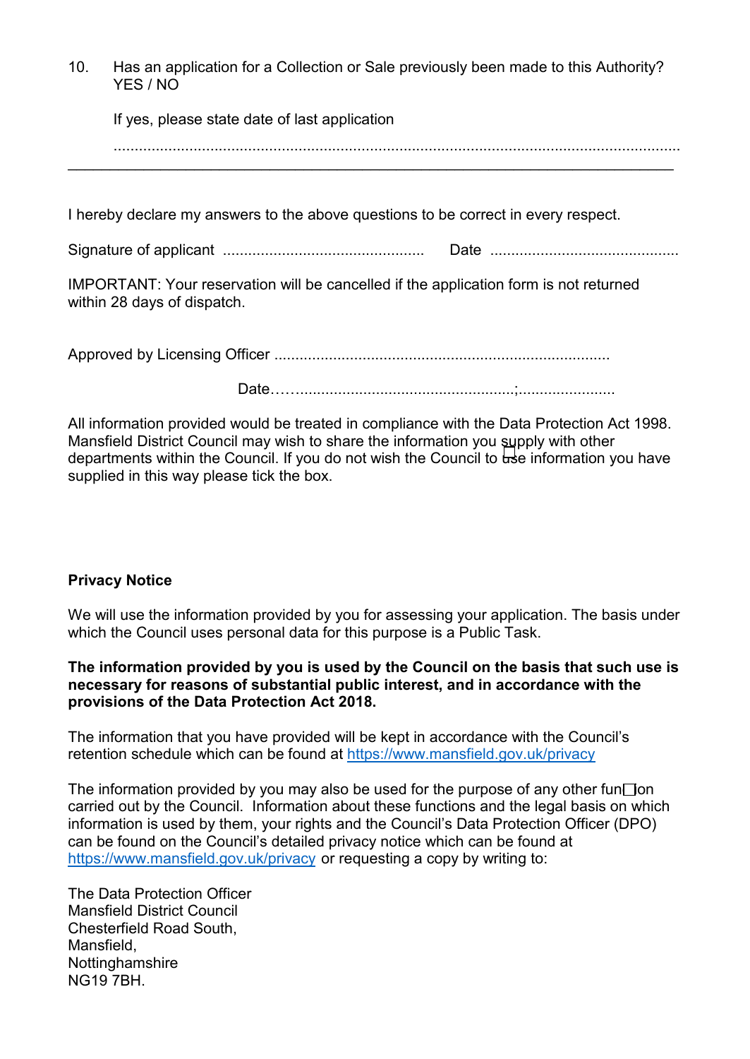10. Has an application for a Collection or Sale previously been made to this Authority? YES / NO

    If yes, please state date of last application

    .......................................................................................................................................

---

I hereby declare my answers to the above questions to be correct in every respect.

Signature of applicant ............................................... Date ............................................

IMPORTANT: Your reservation will be cancelled if the application form is not returned within 28 days of dispatch.

Approved by Licensing Officer ..............................................................................

Date……...................................................;.......................

All information provided would be treated in compliance with the Data Protection Act 1998. Mansfield District Council may wish to share the information you supply with other departments within the Council. If you do not wish the Council to use information you have supplied in this way please tick the box. ☐

**Privacy Notice**

We will use the information provided by you for assessing your application. The basis under which the Council uses personal data for this purpose is a Public Task.

**The information provided by you is used by the Council on the basis that such use is necessary for reasons of substantial public interest, and in accordance with the provisions of the Data Protection Act 2018.**

The information that you have provided will be kept in accordance with the Council's retention schedule which can be found at https://www.mansfield.gov.uk/privacy

The information provided by you may also be used for the purpose of any other fun☐on carried out by the Council. Information about these functions and the legal basis on which information is used by them, your rights and the Council's Data Protection Officer (DPO) can be found on the Council's detailed privacy notice which can be found at https://www.mansfield.gov.uk/privacy or requesting a copy by writing to:

The Data Protection Officer
Mansfield District Council
Chesterfield Road South,
Mansfield,
Nottinghamshire
NG19 7BH.